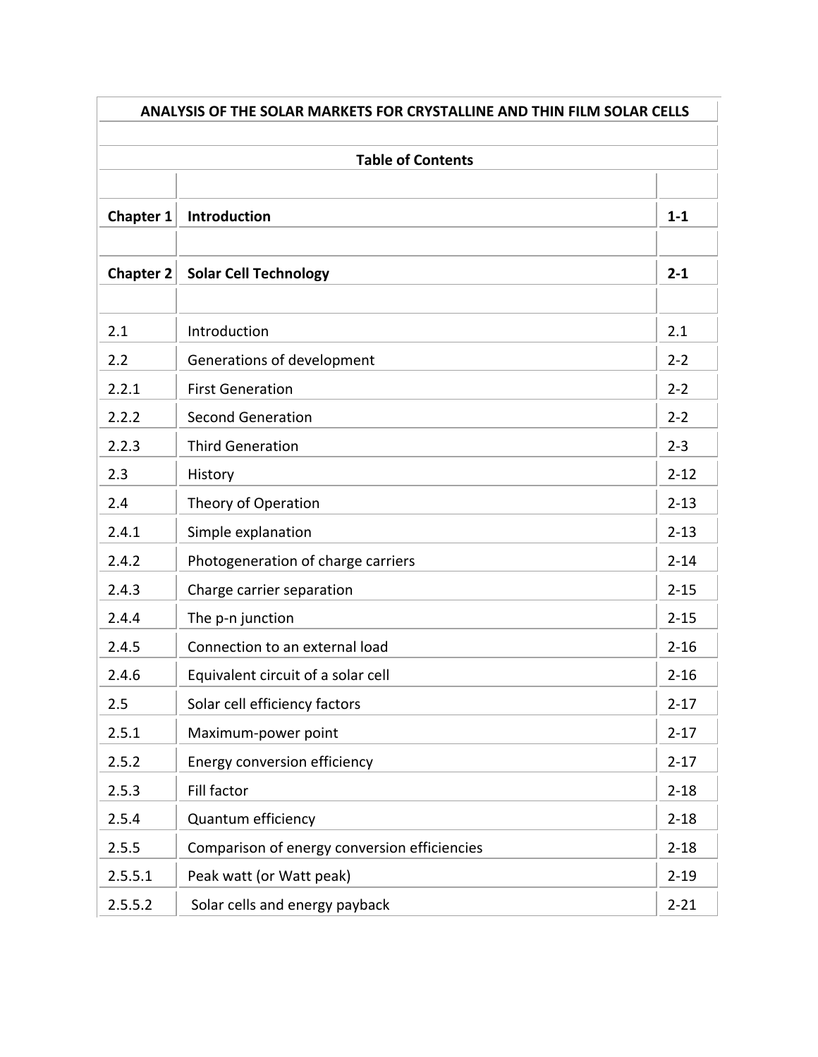# ANALYSIS OF THE SOLAR MARKETS FOR CRYSTALLINE AND THIN FILM SOLAR CELLS

## Table of Contents

| | | |
|---|---|---|
| **Chapter 1** | **Introduction** | **1-1** |
| | | |
| **Chapter 2** | **Solar Cell Technology** | **2-1** |
| | | |
| 2.1 | Introduction | 2.1 |
| 2.2 | Generations of development | 2-2 |
| 2.2.1 | First Generation | 2-2 |
| 2.2.2 | Second Generation | 2-2 |
| 2.2.3 | Third Generation | 2-3 |
| 2.3 | History | 2-12 |
| 2.4 | Theory of Operation | 2-13 |
| 2.4.1 | Simple explanation | 2-13 |
| 2.4.2 | Photogeneration of charge carriers | 2-14 |
| 2.4.3 | Charge carrier separation | 2-15 |
| 2.4.4 | The p-n junction | 2-15 |
| 2.4.5 | Connection to an external load | 2-16 |
| 2.4.6 | Equivalent circuit of a solar cell | 2-16 |
| 2.5 | Solar cell efficiency factors | 2-17 |
| 2.5.1 | Maximum-power point | 2-17 |
| 2.5.2 | Energy conversion efficiency | 2-17 |
| 2.5.3 | Fill factor | 2-18 |
| 2.5.4 | Quantum efficiency | 2-18 |
| 2.5.5 | Comparison of energy conversion efficiencies | 2-18 |
| 2.5.5.1 | Peak watt (or Watt peak) | 2-19 |
| 2.5.5.2 | Solar cells and energy payback | 2-21 |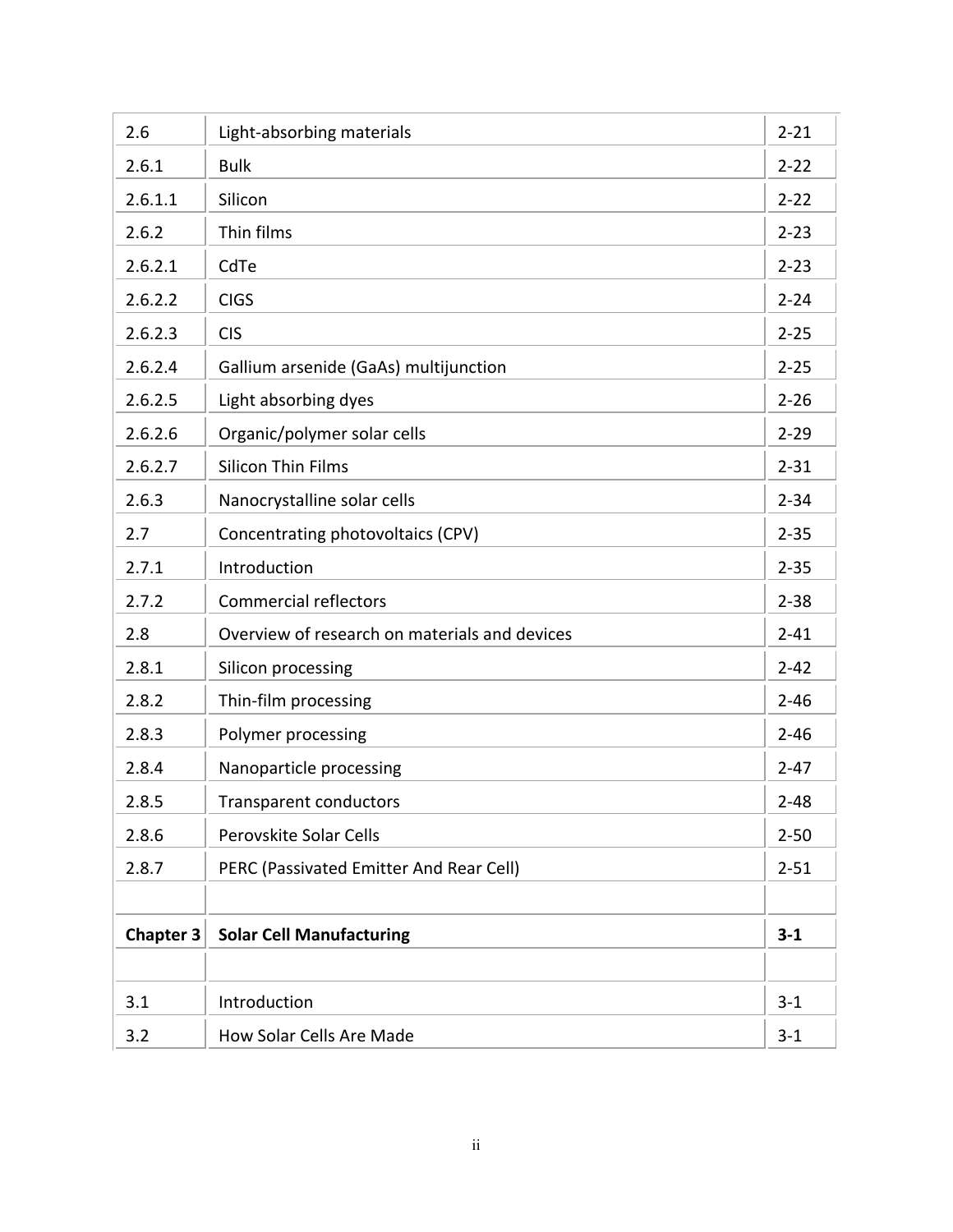| | | |
|---|---|---|
| 2.6 | Light-absorbing materials | 2-21 |
| 2.6.1 | Bulk | 2-22 |
| 2.6.1.1 | Silicon | 2-22 |
| 2.6.2 | Thin films | 2-23 |
| 2.6.2.1 | CdTe | 2-23 |
| 2.6.2.2 | CIGS | 2-24 |
| 2.6.2.3 | CIS | 2-25 |
| 2.6.2.4 | Gallium arsenide (GaAs) multijunction | 2-25 |
| 2.6.2.5 | Light absorbing dyes | 2-26 |
| 2.6.2.6 | Organic/polymer solar cells | 2-29 |
| 2.6.2.7 | Silicon Thin Films | 2-31 |
| 2.6.3 | Nanocrystalline solar cells | 2-34 |
| 2.7 | Concentrating photovoltaics (CPV) | 2-35 |
| 2.7.1 | Introduction | 2-35 |
| 2.7.2 | Commercial reflectors | 2-38 |
| 2.8 | Overview of research on materials and devices | 2-41 |
| 2.8.1 | Silicon processing | 2-42 |
| 2.8.2 | Thin-film processing | 2-46 |
| 2.8.3 | Polymer processing | 2-46 |
| 2.8.4 | Nanoparticle processing | 2-47 |
| 2.8.5 | Transparent conductors | 2-48 |
| 2.8.6 | Perovskite Solar Cells | 2-50 |
| 2.8.7 | PERC (Passivated Emitter And Rear Cell) | 2-51 |
| | | |
| **Chapter 3** | **Solar Cell Manufacturing** | **3-1** |
| | | |
| 3.1 | Introduction | 3-1 |
| 3.2 | How Solar Cells Are Made | 3-1 |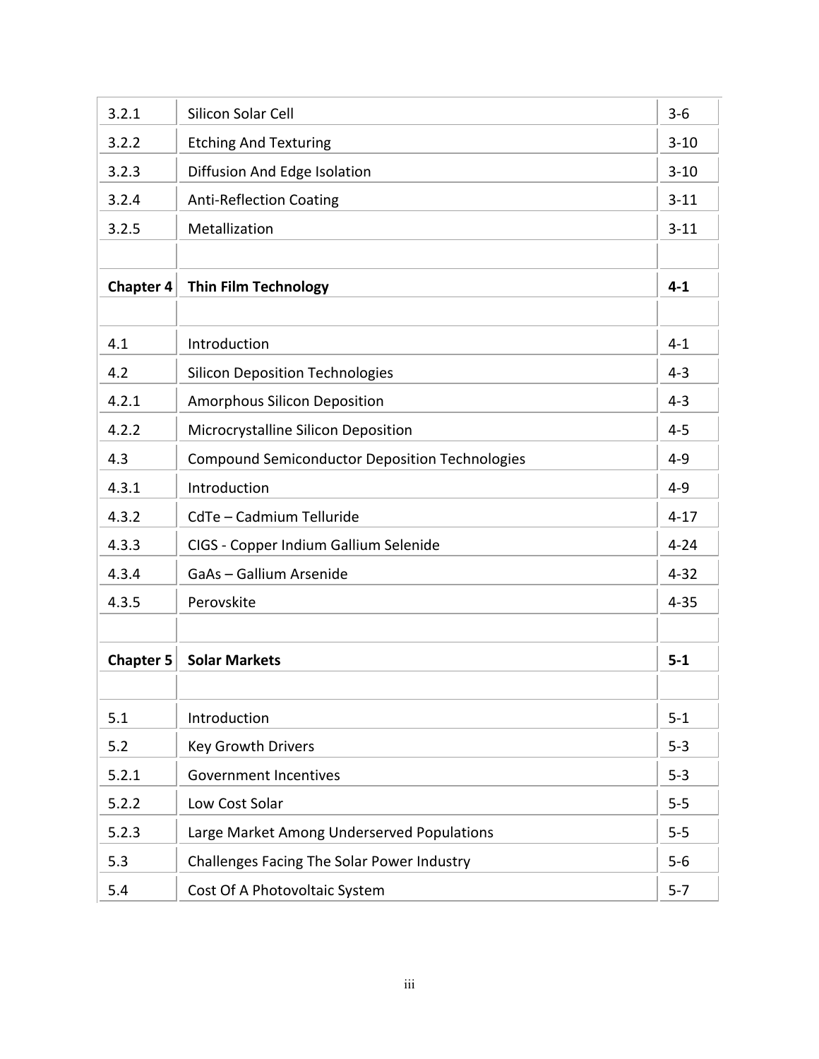| | | |
|---|---|---|
| 3.2.1 | Silicon Solar Cell | 3-6 |
| 3.2.2 | Etching And Texturing | 3-10 |
| 3.2.3 | Diffusion And Edge Isolation | 3-10 |
| 3.2.4 | Anti-Reflection Coating | 3-11 |
| 3.2.5 | Metallization | 3-11 |
| | | |
| **Chapter 4** | **Thin Film Technology** | **4-1** |
| | | |
| 4.1 | Introduction | 4-1 |
| 4.2 | Silicon Deposition Technologies | 4-3 |
| 4.2.1 | Amorphous Silicon Deposition | 4-3 |
| 4.2.2 | Microcrystalline Silicon Deposition | 4-5 |
| 4.3 | Compound Semiconductor Deposition Technologies | 4-9 |
| 4.3.1 | Introduction | 4-9 |
| 4.3.2 | CdTe – Cadmium Telluride | 4-17 |
| 4.3.3 | CIGS - Copper Indium Gallium Selenide | 4-24 |
| 4.3.4 | GaAs – Gallium Arsenide | 4-32 |
| 4.3.5 | Perovskite | 4-35 |
| | | |
| **Chapter 5** | **Solar Markets** | **5-1** |
| | | |
| 5.1 | Introduction | 5-1 |
| 5.2 | Key Growth Drivers | 5-3 |
| 5.2.1 | Government Incentives | 5-3 |
| 5.2.2 | Low Cost Solar | 5-5 |
| 5.2.3 | Large Market Among Underserved Populations | 5-5 |
| 5.3 | Challenges Facing The Solar Power Industry | 5-6 |
| 5.4 | Cost Of A Photovoltaic System | 5-7 |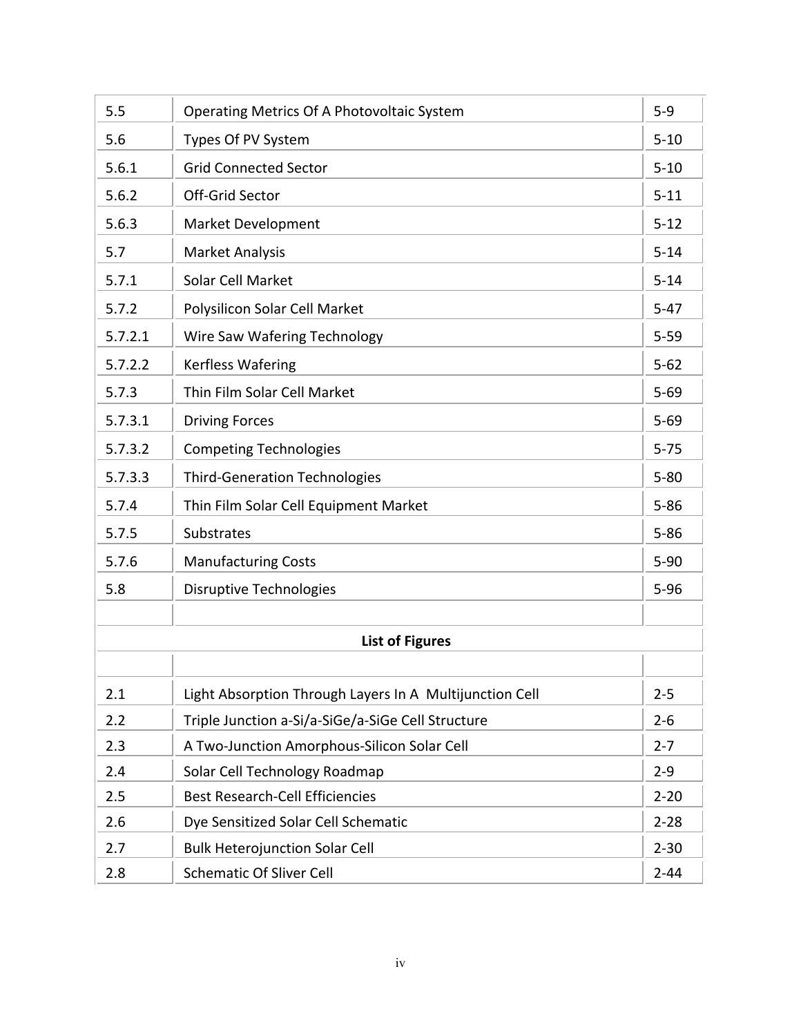| | | |
|---|---|---|
| 5.5 | Operating Metrics Of A Photovoltaic System | 5-9 |
| 5.6 | Types Of PV System | 5-10 |
| 5.6.1 | Grid Connected Sector | 5-10 |
| 5.6.2 | Off-Grid Sector | 5-11 |
| 5.6.3 | Market Development | 5-12 |
| 5.7 | Market Analysis | 5-14 |
| 5.7.1 | Solar Cell Market | 5-14 |
| 5.7.2 | Polysilicon Solar Cell Market | 5-47 |
| 5.7.2.1 | Wire Saw Wafering Technology | 5-59 |
| 5.7.2.2 | Kerfless Wafering | 5-62 |
| 5.7.3 | Thin Film Solar Cell Market | 5-69 |
| 5.7.3.1 | Driving Forces | 5-69 |
| 5.7.3.2 | Competing Technologies | 5-75 |
| 5.7.3.3 | Third-Generation Technologies | 5-80 |
| 5.7.4 | Thin Film Solar Cell Equipment Market | 5-86 |
| 5.7.5 | Substrates | 5-86 |
| 5.7.6 | Manufacturing Costs | 5-90 |
| 5.8 | Disruptive Technologies | 5-96 |

**List of Figures**

| | | |
|---|---|---|
| 2.1 | Light Absorption Through Layers In A Multijunction Cell | 2-5 |
| 2.2 | Triple Junction a-Si/a-SiGe/a-SiGe Cell Structure | 2-6 |
| 2.3 | A Two-Junction Amorphous-Silicon Solar Cell | 2-7 |
| 2.4 | Solar Cell Technology Roadmap | 2-9 |
| 2.5 | Best Research-Cell Efficiencies | 2-20 |
| 2.6 | Dye Sensitized Solar Cell Schematic | 2-28 |
| 2.7 | Bulk Heterojunction Solar Cell | 2-30 |
| 2.8 | Schematic Of Sliver Cell | 2-44 |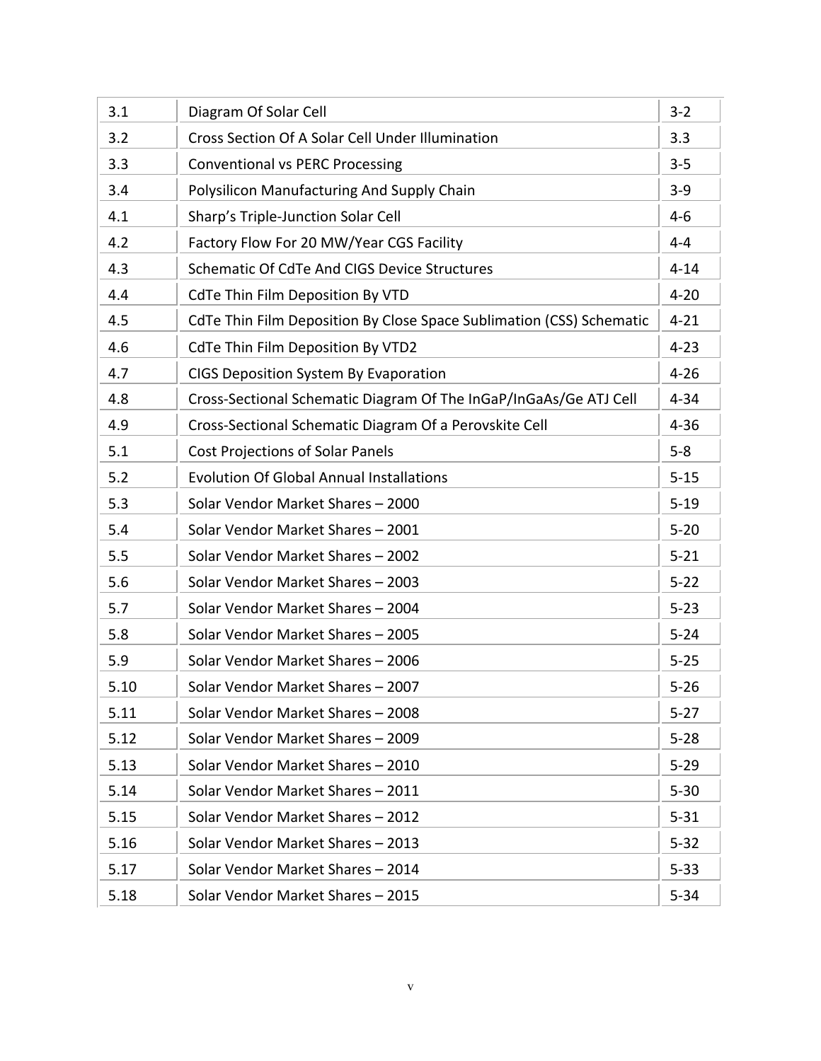| 3.1 | Diagram Of Solar Cell | 3-2 |
|---|---|---|
| 3.2 | Cross Section Of A Solar Cell Under Illumination | 3.3 |
| 3.3 | Conventional vs PERC Processing | 3-5 |
| 3.4 | Polysilicon Manufacturing And Supply Chain | 3-9 |
| 4.1 | Sharp's Triple-Junction Solar Cell | 4-6 |
| 4.2 | Factory Flow For 20 MW/Year CGS Facility | 4-4 |
| 4.3 | Schematic Of CdTe And CIGS Device Structures | 4-14 |
| 4.4 | CdTe Thin Film Deposition By VTD | 4-20 |
| 4.5 | CdTe Thin Film Deposition By Close Space Sublimation (CSS) Schematic | 4-21 |
| 4.6 | CdTe Thin Film Deposition By VTD2 | 4-23 |
| 4.7 | CIGS Deposition System By Evaporation | 4-26 |
| 4.8 | Cross-Sectional Schematic Diagram Of The InGaP/InGaAs/Ge ATJ Cell | 4-34 |
| 4.9 | Cross-Sectional Schematic Diagram Of a Perovskite Cell | 4-36 |
| 5.1 | Cost Projections of Solar Panels | 5-8 |
| 5.2 | Evolution Of Global Annual Installations | 5-15 |
| 5.3 | Solar Vendor Market Shares – 2000 | 5-19 |
| 5.4 | Solar Vendor Market Shares – 2001 | 5-20 |
| 5.5 | Solar Vendor Market Shares – 2002 | 5-21 |
| 5.6 | Solar Vendor Market Shares – 2003 | 5-22 |
| 5.7 | Solar Vendor Market Shares – 2004 | 5-23 |
| 5.8 | Solar Vendor Market Shares – 2005 | 5-24 |
| 5.9 | Solar Vendor Market Shares – 2006 | 5-25 |
| 5.10 | Solar Vendor Market Shares – 2007 | 5-26 |
| 5.11 | Solar Vendor Market Shares – 2008 | 5-27 |
| 5.12 | Solar Vendor Market Shares – 2009 | 5-28 |
| 5.13 | Solar Vendor Market Shares – 2010 | 5-29 |
| 5.14 | Solar Vendor Market Shares – 2011 | 5-30 |
| 5.15 | Solar Vendor Market Shares – 2012 | 5-31 |
| 5.16 | Solar Vendor Market Shares – 2013 | 5-32 |
| 5.17 | Solar Vendor Market Shares – 2014 | 5-33 |
| 5.18 | Solar Vendor Market Shares – 2015 | 5-34 |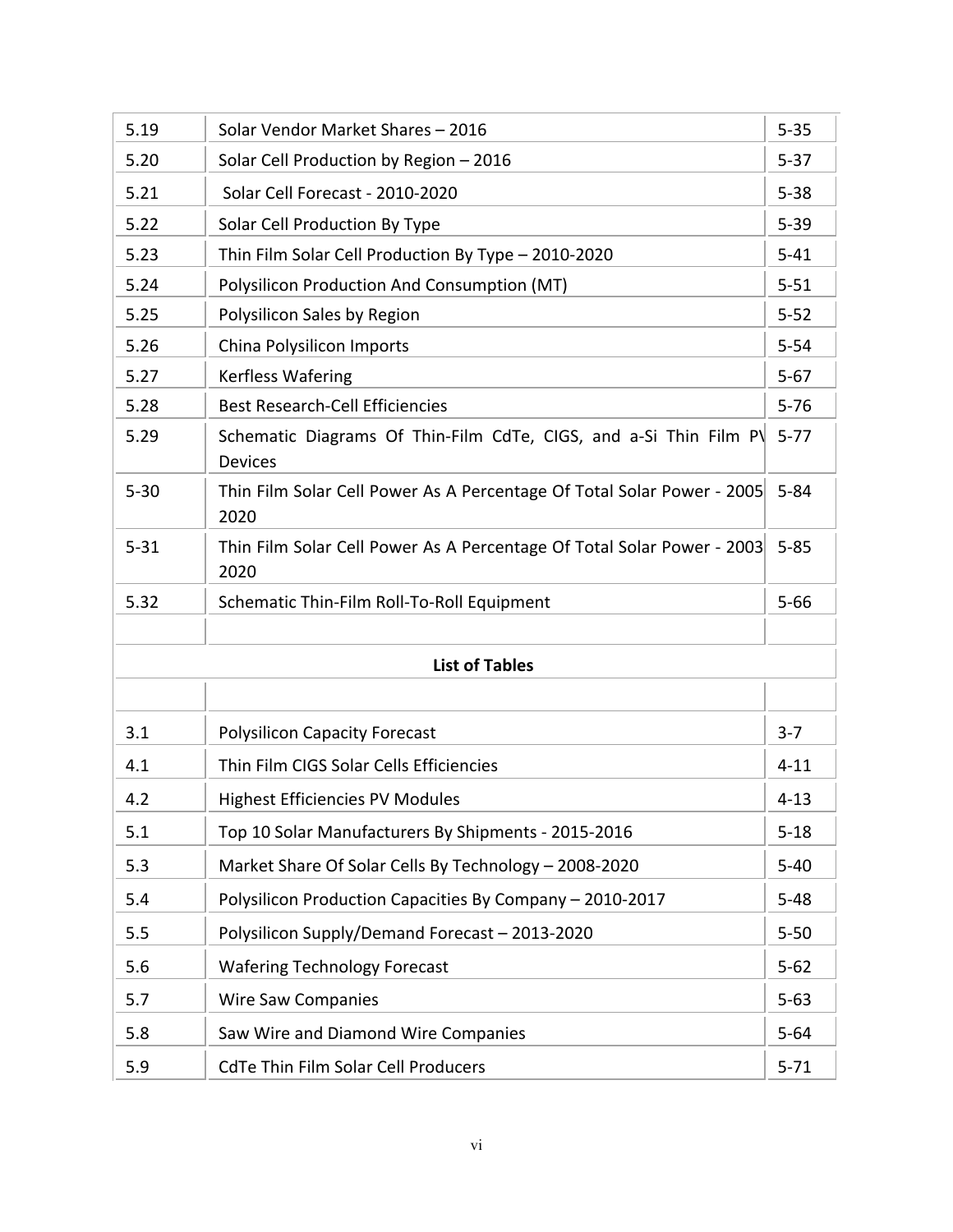| | | |
|---|---|---|
| 5.19 | Solar Vendor Market Shares – 2016 | 5-35 |
| 5.20 | Solar Cell Production by Region – 2016 | 5-37 |
| 5.21 | Solar Cell Forecast - 2010-2020 | 5-38 |
| 5.22 | Solar Cell Production By Type | 5-39 |
| 5.23 | Thin Film Solar Cell Production By Type – 2010-2020 | 5-41 |
| 5.24 | Polysilicon Production And Consumption (MT) | 5-51 |
| 5.25 | Polysilicon Sales by Region | 5-52 |
| 5.26 | China Polysilicon Imports | 5-54 |
| 5.27 | Kerfless Wafering | 5-67 |
| 5.28 | Best Research-Cell Efficiencies | 5-76 |
| 5.29 | Schematic Diagrams Of Thin-Film CdTe, CIGS, and a-Si Thin Film PV Devices | 5-77 |
| 5-30 | Thin Film Solar Cell Power As A Percentage Of Total Solar Power - 2005 2020 | 5-84 |
| 5-31 | Thin Film Solar Cell Power As A Percentage Of Total Solar Power - 2003 2020 | 5-85 |
| 5.32 | Schematic Thin-Film Roll-To-Roll Equipment | 5-66 |

**List of Tables**

| | | |
|---|---|---|
| 3.1 | Polysilicon Capacity Forecast | 3-7 |
| 4.1 | Thin Film CIGS Solar Cells Efficiencies | 4-11 |
| 4.2 | Highest Efficiencies PV Modules | 4-13 |
| 5.1 | Top 10 Solar Manufacturers By Shipments - 2015-2016 | 5-18 |
| 5.3 | Market Share Of Solar Cells By Technology – 2008-2020 | 5-40 |
| 5.4 | Polysilicon Production Capacities By Company – 2010-2017 | 5-48 |
| 5.5 | Polysilicon Supply/Demand Forecast – 2013-2020 | 5-50 |
| 5.6 | Wafering Technology Forecast | 5-62 |
| 5.7 | Wire Saw Companies | 5-63 |
| 5.8 | Saw Wire and Diamond Wire Companies | 5-64 |
| 5.9 | CdTe Thin Film Solar Cell Producers | 5-71 |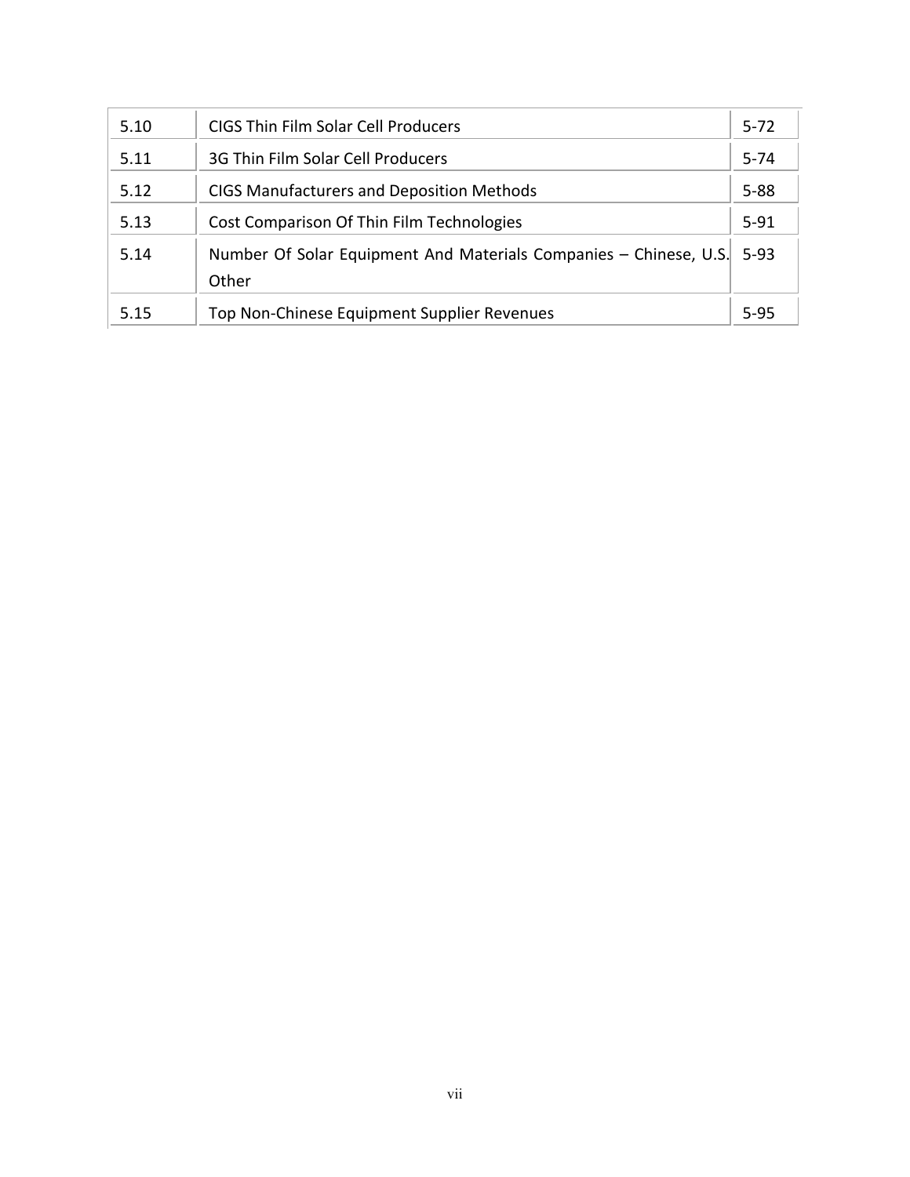| | | |
|---|---|---|
| 5.10 | CIGS Thin Film Solar Cell Producers | 5-72 |
| 5.11 | 3G Thin Film Solar Cell Producers | 5-74 |
| 5.12 | CIGS Manufacturers and Deposition Methods | 5-88 |
| 5.13 | Cost Comparison Of Thin Film Technologies | 5-91 |
| 5.14 | Number Of Solar Equipment And Materials Companies – Chinese, U.S. Other | 5-93 |
| 5.15 | Top Non-Chinese Equipment Supplier Revenues | 5-95 |